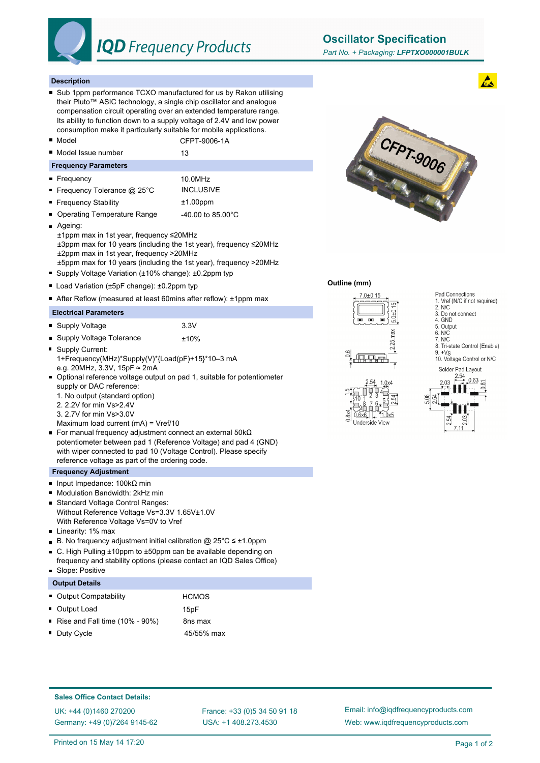# IQD Frequency Products

## Oscillator Specification

*Part No. + Packaging: **LFPTXO000001BULK***

### Description

- Sub 1ppm performance TCXO manufactured for us by Rakon utilising their Pluto™ ASIC technology, a single chip oscillator and analogue compensation circuit operating over an extended temperature range. Its ability to function down to a supply voltage of 2.4V and low power consumption make it particularly suitable for mobile applications.
- Model: CFPT-9006-1A
- Model Issue number: 13

### Frequency Parameters

- Frequency: 10.0MHz
- Frequency Tolerance @ 25°C: INCLUSIVE
- Frequency Stability: ±1.00ppm
- Operating Temperature Range: -40.00 to 85.00°C
- Ageing:
  ±1ppm max in 1st year, frequency ≤20MHz
  ±3ppm max for 10 years (including the 1st year), frequency ≤20MHz
  ±2ppm max in 1st year, frequency >20MHz
  ±5ppm max for 10 years (including the 1st year), frequency >20MHz
- Supply Voltage Variation (±10% change): ±0.2ppm typ
- Load Variation (±5pF change): ±0.2ppm typ
- After Reflow (measured at least 60mins after reflow): ±1ppm max

### Electrical Parameters

- Supply Voltage: 3.3V
- Supply Voltage Tolerance: ±10%
- Supply Current:
  1+Frequency(MHz)*Supply(V)*{Load(pF)+15}*10–3 mA
  e.g. 20MHz, 3.3V, 15pF ≈ 2mA
- Optional reference voltage output on pad 1, suitable for potentiometer supply or DAC reference:
  1. No output (standard option)
  2. 2.2V for min Vs>2.4V
  3. 2.7V for min Vs>3.0V
  Maximum load current (mA) = Vref/10
- For manual frequency adjustment connect an external 50kΩ potentiometer between pad 1 (Reference Voltage) and pad 4 (GND) with wiper connected to pad 10 (Voltage Control). Please specify reference voltage as part of the ordering code.

### Frequency Adjustment

- Input Impedance: 100kΩ min
- Modulation Bandwidth: 2kHz min
- Standard Voltage Control Ranges:
  Without Reference Voltage Vs=3.3V 1.65V±1.0V
  With Reference Voltage Vs=0V to Vref
- Linearity: 1% max
- B. No frequency adjustment initial calibration @ 25°C ≤ ±1.0ppm
- C. High Pulling ±10ppm to ±50ppm can be available depending on frequency and stability options (please contact an IQD Sales Office)
- Slope: Positive

### Output Details

- Output Compatability: HCMOS
- Output Load: 15pF
- Rise and Fall time (10% - 90%): 8ns max
- Duty Cycle: 45/55% max

### Outline (mm)

7.0±0.15; 5.0±0.15; 2.25 max; 0.6; 2.54; 1.0x4; 1.5; 0.8x4; 0.6x6; 1.0x5; Underside View

Pad Connections
1. Vref (N/C if not required)
2. N/C
3. Do not connect
4. GND
5. Output
6. N/C
7. N/C
8. Tri-state Control (Enable)
9. +Vs
10. Voltage Control or N/C

Solder Pad Layout: 2.54; 2.03; 0.63; 0.81; 5.08; 2.54; 2.54; 2.03; 7.11

### Sales Office Contact Details:

UK: +44 (0)1460 270200
Germany: +49 (0)7264 9145-62
France: +33 (0)5 34 50 91 18
USA: +1 408.273.4530
Email: info@iqdfrequencyproducts.com
Web: www.iqdfrequencyproducts.com

Printed on 15 May 14 17:20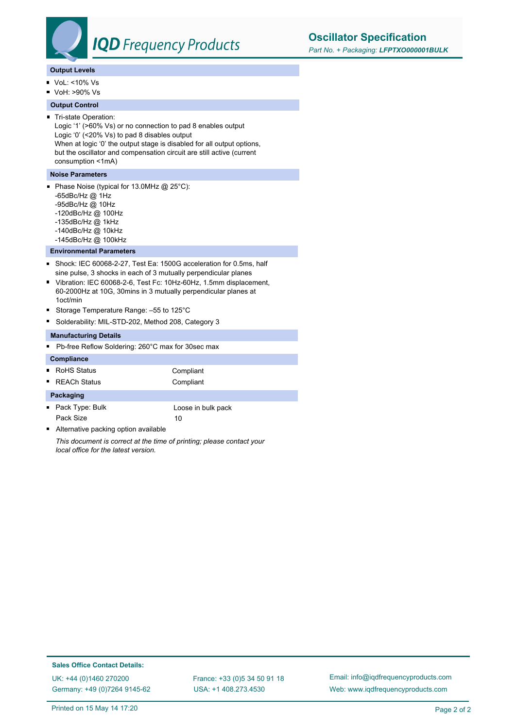## Output Levels

- VoL: <10% Vs
- VoH: >90% Vs

## Output Control

- Tri-state Operation:
  Logic '1' (>60% Vs) or no connection to pad 8 enables output
  Logic '0' (<20% Vs) to pad 8 disables output
  When at logic '0' the output stage is disabled for all output options, but the oscillator and compensation circuit are still active (current consumption <1mA)

## Noise Parameters

- Phase Noise (typical for 13.0MHz @ 25°C):
  -65dBc/Hz @ 1Hz
  -95dBc/Hz @ 10Hz
  -120dBc/Hz @ 100Hz
  -135dBc/Hz @ 1kHz
  -140dBc/Hz @ 10kHz
  -145dBc/Hz @ 100kHz

## Environmental Parameters

- Shock: IEC 60068-2-27, Test Ea: 1500G acceleration for 0.5ms, half sine pulse, 3 shocks in each of 3 mutually perpendicular planes
- Vibration: IEC 60068-2-6, Test Fc: 10Hz-60Hz, 1.5mm displacement, 60-2000Hz at 10G, 30mins in 3 mutually perpendicular planes at 1oct/min
- Storage Temperature Range: –55 to 125°C
- Solderability: MIL-STD-202, Method 208, Category 3

## Manufacturing Details

- Pb-free Reflow Soldering: 260°C max for 30sec max

## Compliance

| | |
|---|---|
| RoHS Status | Compliant |
| REACh Status | Compliant |

## Packaging

| | |
|---|---|
| Pack Type: Bulk | Loose in bulk pack |
| Pack Size | 10 |

- Alternative packing option available

*This document is correct at the time of printing; please contact your local office for the latest version.*

**Sales Office Contact Details:**

UK: +44 (0)1460 270200
Germany: +49 (0)7264 9145-62
France: +33 (0)5 34 50 91 18
USA: +1 408.273.4530
Email: info@iqdfrequencyproducts.com
Web: www.iqdfrequencyproducts.com

Printed on 15 May 14 17:20